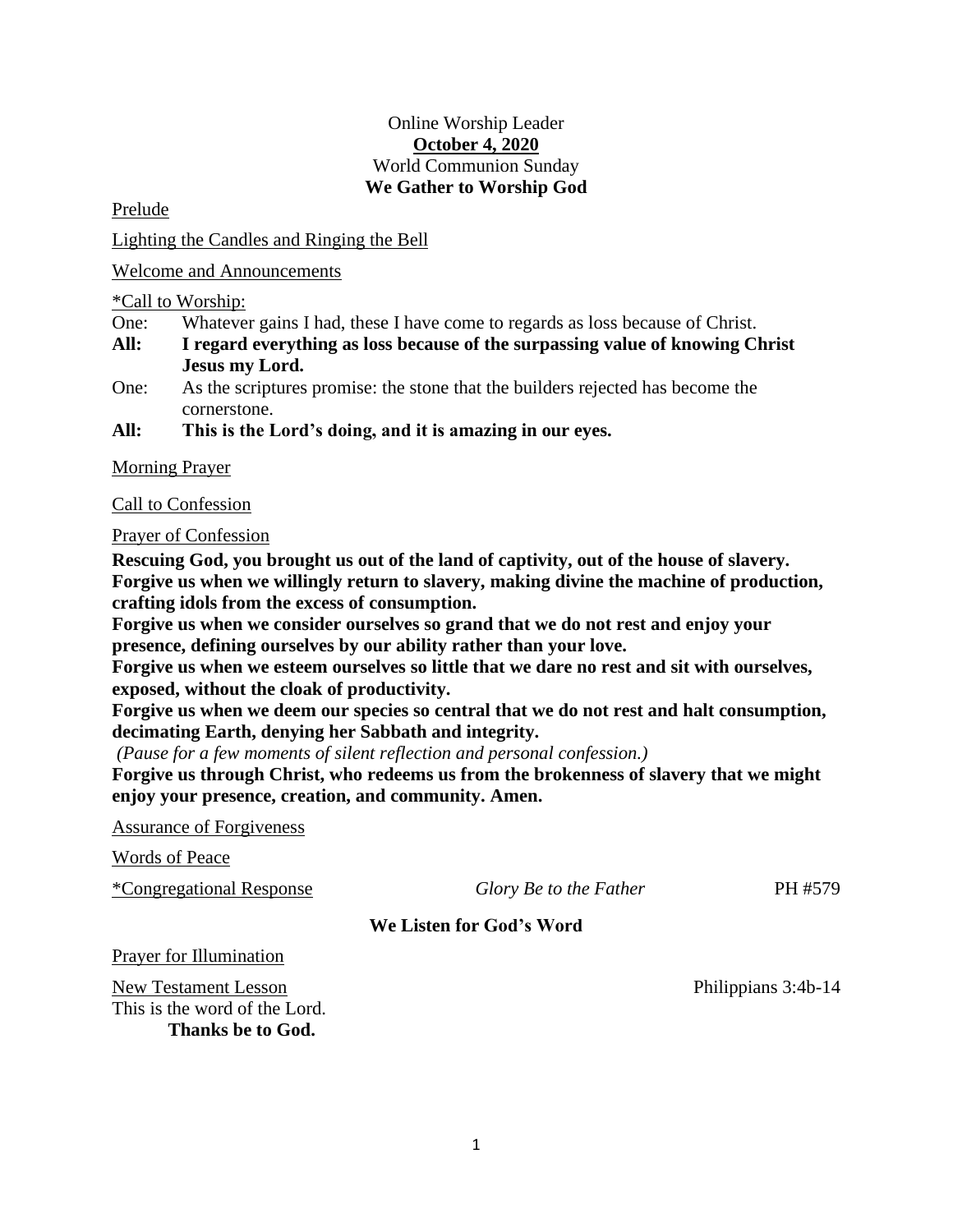Online Worship Leader

**October 4, 2020**

World Communion Sunday

## We Gather to Worship God

Prelude

Lighting the Candles and Ringing the Bell

Welcome and Announcements

*Call to Worship:

One: Whatever gains I had, these I have come to regards as loss because of Christ.

**All: I regard everything as loss because of the surpassing value of knowing Christ Jesus my Lord.**

One: As the scriptures promise: the stone that the builders rejected has become the cornerstone.

**All: This is the Lord's doing, and it is amazing in our eyes.**

Morning Prayer

Call to Confession

Prayer of Confession

**Rescuing God, you brought us out of the land of captivity, out of the house of slavery. Forgive us when we willingly return to slavery, making divine the machine of production, crafting idols from the excess of consumption.**

**Forgive us when we consider ourselves so grand that we do not rest and enjoy your presence, defining ourselves by our ability rather than your love.**

**Forgive us when we esteem ourselves so little that we dare no rest and sit with ourselves, exposed, without the cloak of productivity.**

**Forgive us when we deem our species so central that we do not rest and halt consumption, decimating Earth, denying her Sabbath and integrity.**

*(Pause for a few moments of silent reflection and personal confession.)*

**Forgive us through Christ, who redeems us from the brokenness of slavery that we might enjoy your presence, creation, and community. Amen.**

Assurance of Forgiveness

Words of Peace

*Congregational Response — *Glory Be to the Father* — PH #579

## We Listen for God's Word

Prayer for Illumination

New Testament Lesson — Philippians 3:4b-14

This is the word of the Lord.

**Thanks be to God.**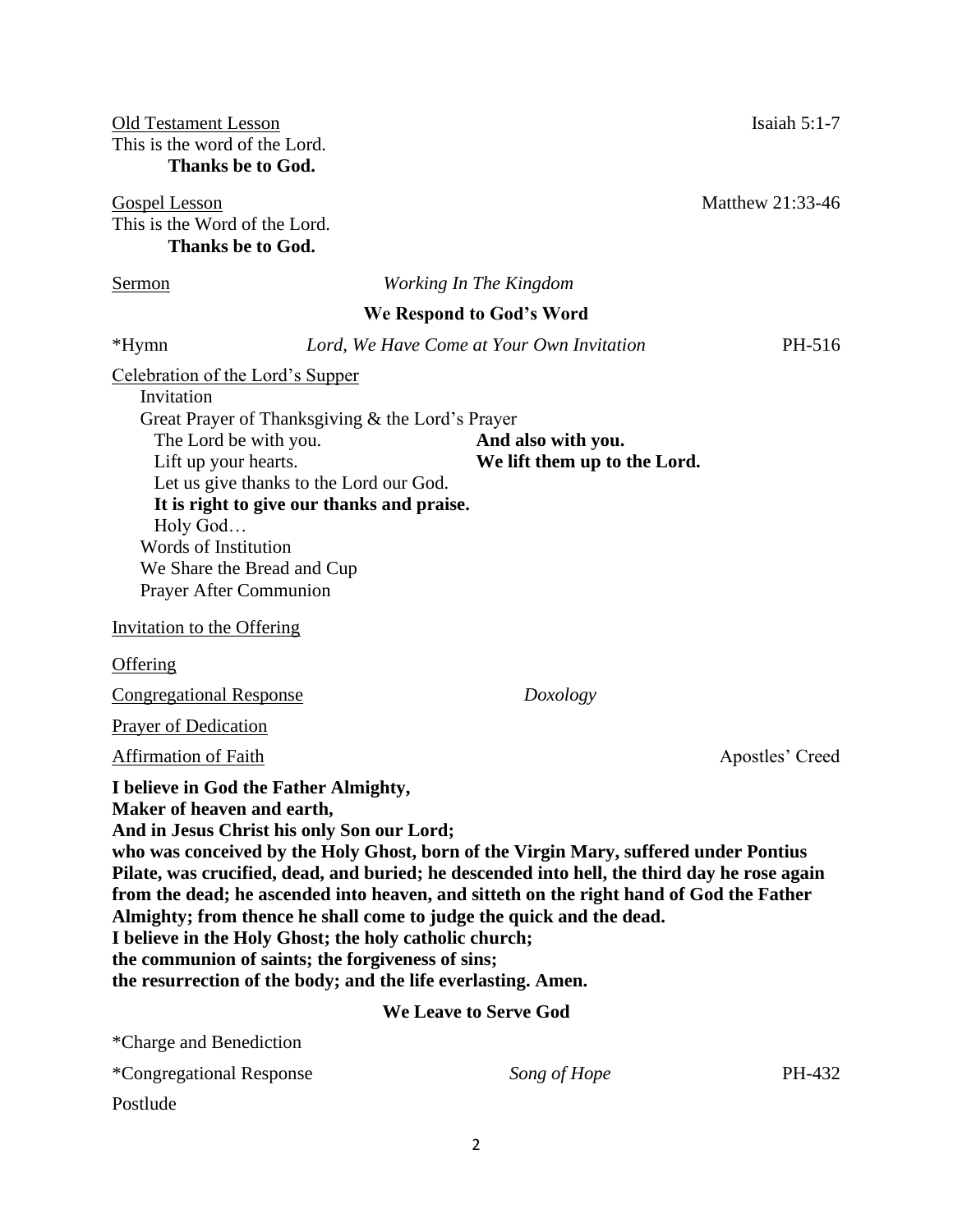Old Testament Lesson — Isaiah 5:1-7

This is the word of the Lord.
**Thanks be to God.**

Gospel Lesson — Matthew 21:33-46

This is the Word of the Lord.
**Thanks be to God.**

Sermon — *Working In The Kingdom*

## We Respond to God's Word

*Hymn — *Lord, We Have Come at Your Own Invitation* — PH-516

Celebration of the Lord's Supper

Invitation

Great Prayer of Thanksgiving & the Lord's Prayer

The Lord be with you. **And also with you.**
Lift up your hearts. **We lift them up to the Lord.**
Let us give thanks to the Lord our God.
**It is right to give our thanks and praise.**
Holy God…

Words of Institution

We Share the Bread and Cup

Prayer After Communion

Invitation to the Offering

Offering

Congregational Response — *Doxology*

Prayer of Dedication

Affirmation of Faith — Apostles' Creed

**I believe in God the Father Almighty,**
**Maker of heaven and earth,**
**And in Jesus Christ his only Son our Lord;**
**who was conceived by the Holy Ghost, born of the Virgin Mary, suffered under Pontius Pilate, was crucified, dead, and buried; he descended into hell, the third day he rose again from the dead; he ascended into heaven, and sitteth on the right hand of God the Father Almighty; from thence he shall come to judge the quick and the dead.**
**I believe in the Holy Ghost; the holy catholic church;**
**the communion of saints; the forgiveness of sins;**
**the resurrection of the body; and the life everlasting. Amen.**

## We Leave to Serve God

*Charge and Benediction

*Congregational Response — *Song of Hope* — PH-432

Postlude